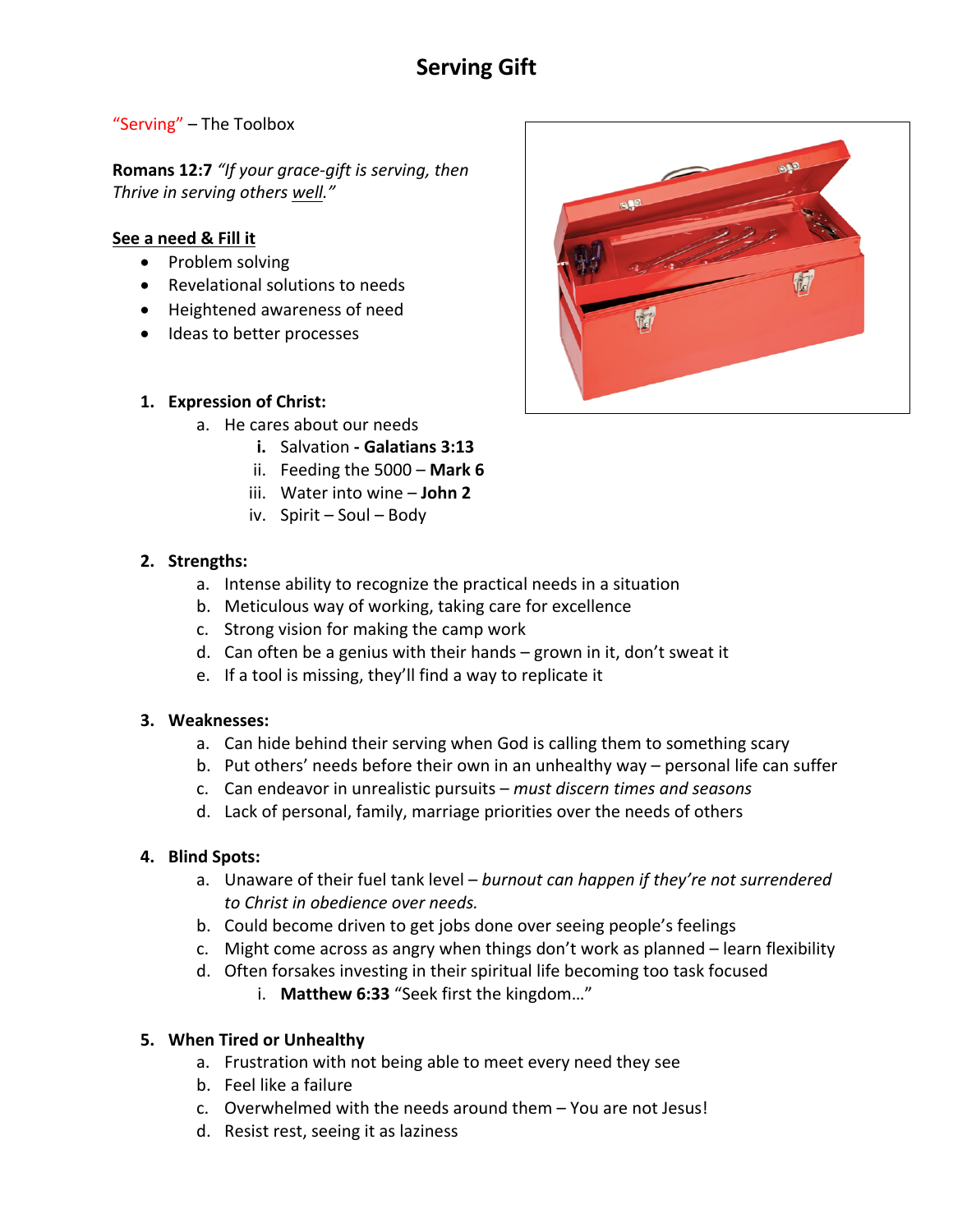# Serving Gift

"Serving" – The Toolbox

**Romans 12:7** *"If your grace-gift is serving, then Thrive in serving others well."*

**See a need & Fill it**

- Problem solving
- Revelational solutions to needs
- Heightened awareness of need
- Ideas to better processes

1. **Expression of Christ:**
   a. He cares about our needs
      i. Salvation - **Galatians 3:13**
      ii. Feeding the 5000 – **Mark 6**
      iii. Water into wine – **John 2**
      iv. Spirit – Soul – Body

2. **Strengths:**
   a. Intense ability to recognize the practical needs in a situation
   b. Meticulous way of working, taking care for excellence
   c. Strong vision for making the camp work
   d. Can often be a genius with their hands – grown in it, don't sweat it
   e. If a tool is missing, they'll find a way to replicate it

3. **Weaknesses:**
   a. Can hide behind their serving when God is calling them to something scary
   b. Put others' needs before their own in an unhealthy way – personal life can suffer
   c. Can endeavor in unrealistic pursuits – *must discern times and seasons*
   d. Lack of personal, family, marriage priorities over the needs of others

4. **Blind Spots:**
   a. Unaware of their fuel tank level – *burnout can happen if they're not surrendered to Christ in obedience over needs.*
   b. Could become driven to get jobs done over seeing people's feelings
   c. Might come across as angry when things don't work as planned – learn flexibility
   d. Often forsakes investing in their spiritual life becoming too task focused
      i. **Matthew 6:33** "Seek first the kingdom…"

5. **When Tired or Unhealthy**
   a. Frustration with not being able to meet every need they see
   b. Feel like a failure
   c. Overwhelmed with the needs around them – You are not Jesus!
   d. Resist rest, seeing it as laziness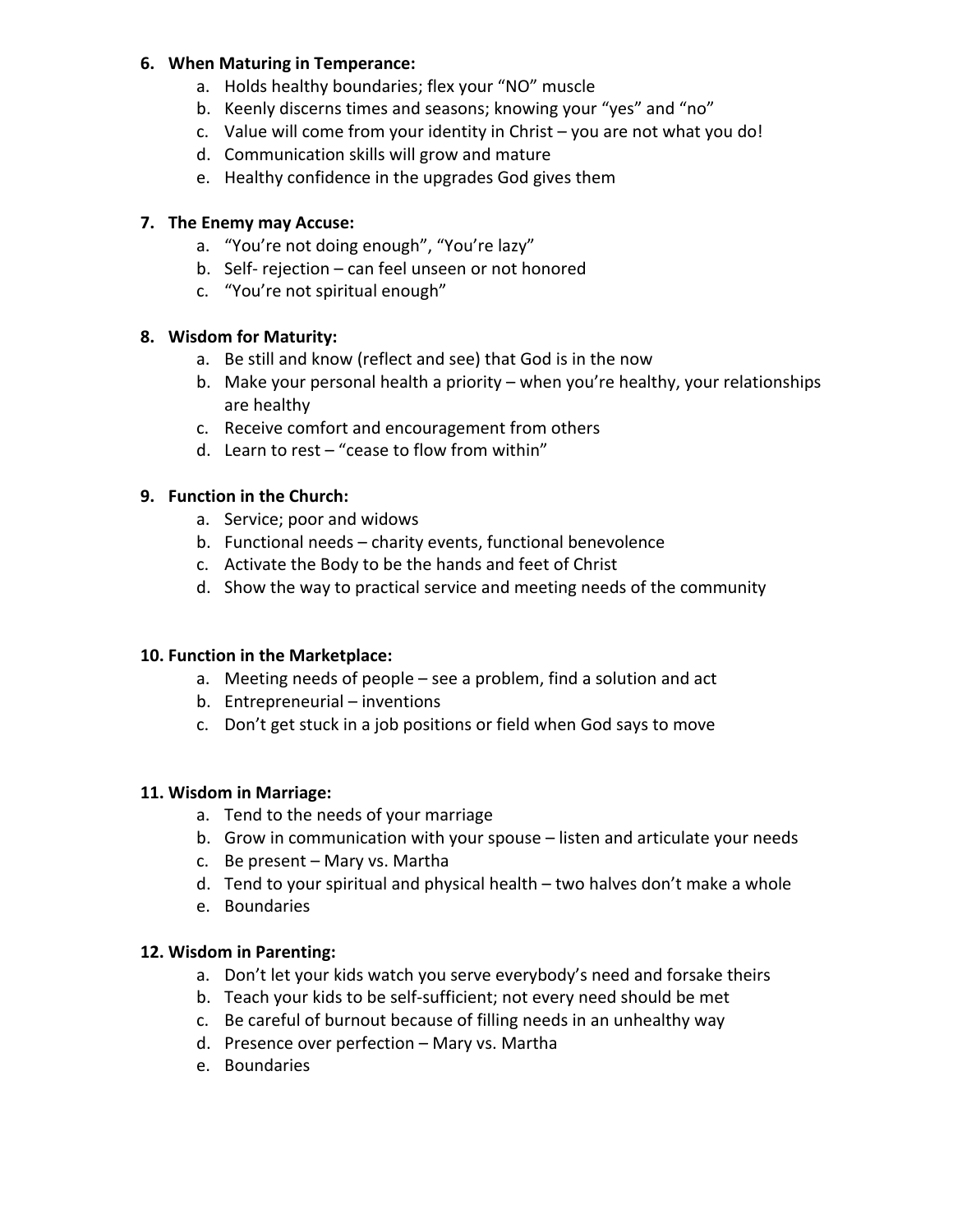6. **When Maturing in Temperance:**
   a. Holds healthy boundaries; flex your "NO" muscle
   b. Keenly discerns times and seasons; knowing your "yes" and "no"
   c. Value will come from your identity in Christ – you are not what you do!
   d. Communication skills will grow and mature
   e. Healthy confidence in the upgrades God gives them

7. **The Enemy may Accuse:**
   a. "You're not doing enough", "You're lazy"
   b. Self- rejection – can feel unseen or not honored
   c. "You're not spiritual enough"

8. **Wisdom for Maturity:**
   a. Be still and know (reflect and see) that God is in the now
   b. Make your personal health a priority – when you're healthy, your relationships are healthy
   c. Receive comfort and encouragement from others
   d. Learn to rest – "cease to flow from within"

9. **Function in the Church:**
   a. Service; poor and widows
   b. Functional needs – charity events, functional benevolence
   c. Activate the Body to be the hands and feet of Christ
   d. Show the way to practical service and meeting needs of the community

10. **Function in the Marketplace:**
    a. Meeting needs of people – see a problem, find a solution and act
    b. Entrepreneurial – inventions
    c. Don't get stuck in a job positions or field when God says to move

11. **Wisdom in Marriage:**
    a. Tend to the needs of your marriage
    b. Grow in communication with your spouse – listen and articulate your needs
    c. Be present – Mary vs. Martha
    d. Tend to your spiritual and physical health – two halves don't make a whole
    e. Boundaries

12. **Wisdom in Parenting:**
    a. Don't let your kids watch you serve everybody's need and forsake theirs
    b. Teach your kids to be self-sufficient; not every need should be met
    c. Be careful of burnout because of filling needs in an unhealthy way
    d. Presence over perfection – Mary vs. Martha
    e. Boundaries